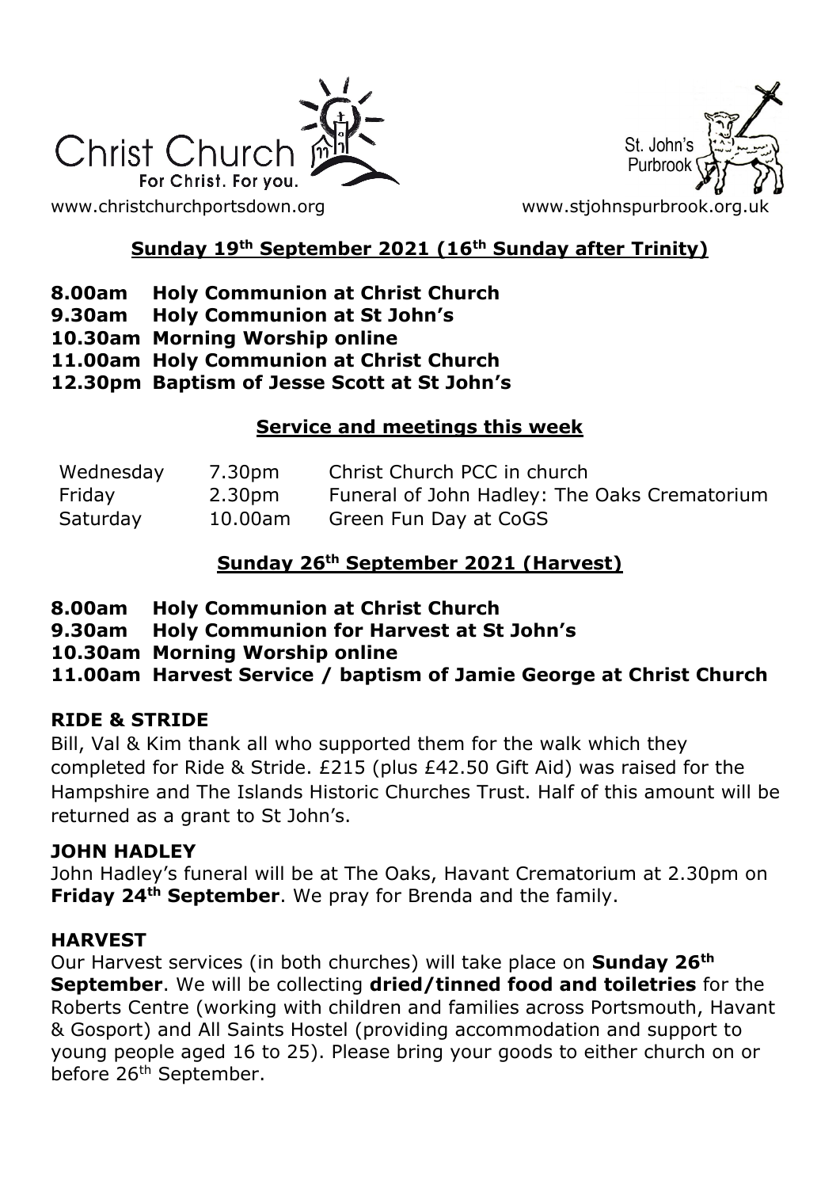Christ Church
For Christ. For you.

www.christchurchportsdown.org

St. John's
Purbrook

www.stjohnspurbrook.org.uk

## Sunday 19th September 2021 (16th Sunday after Trinity)

**8.00am Holy Communion at Christ Church**
**9.30am Holy Communion at St John's**
**10.30am Morning Worship online**
**11.00am Holy Communion at Christ Church**
**12.30pm Baptism of Jesse Scott at St John's**

## Service and meetings this week

| Wednesday | 7.30pm | Christ Church PCC in church |
|---|---|---|
| Friday | 2.30pm | Funeral of John Hadley: The Oaks Crematorium |
| Saturday | 10.00am | Green Fun Day at CoGS |

## Sunday 26th September 2021 (Harvest)

**8.00am Holy Communion at Christ Church**
**9.30am Holy Communion for Harvest at St John's**
**10.30am Morning Worship online**
**11.00am Harvest Service / baptism of Jamie George at Christ Church**

### RIDE & STRIDE

Bill, Val & Kim thank all who supported them for the walk which they completed for Ride & Stride. £215 (plus £42.50 Gift Aid) was raised for the Hampshire and The Islands Historic Churches Trust. Half of this amount will be returned as a grant to St John's.

### JOHN HADLEY

John Hadley's funeral will be at The Oaks, Havant Crematorium at 2.30pm on **Friday 24th September**. We pray for Brenda and the family.

### HARVEST

Our Harvest services (in both churches) will take place on **Sunday 26th September**. We will be collecting **dried/tinned food and toiletries** for the Roberts Centre (working with children and families across Portsmouth, Havant & Gosport) and All Saints Hostel (providing accommodation and support to young people aged 16 to 25). Please bring your goods to either church on or before 26th September.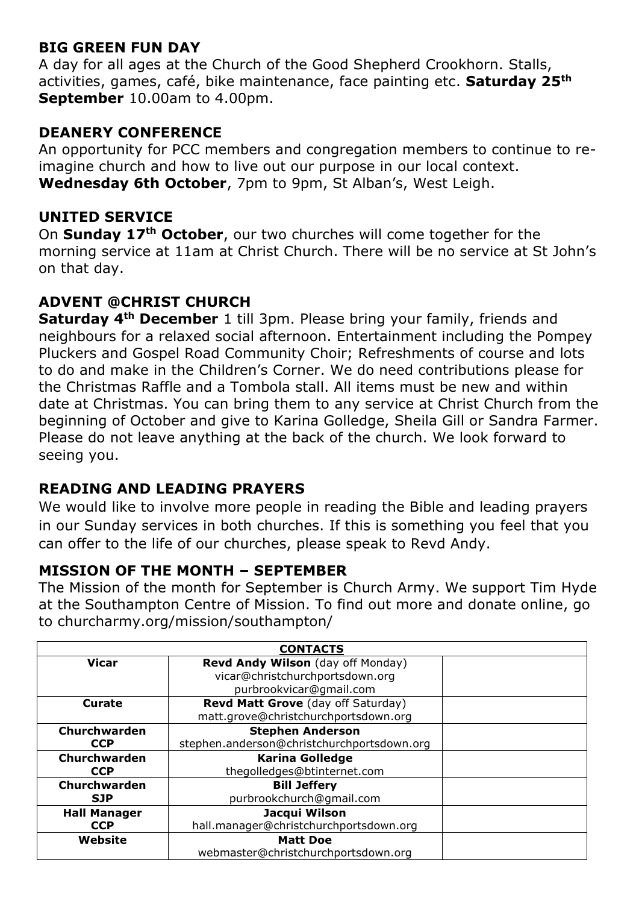## BIG GREEN FUN DAY

A day for all ages at the Church of the Good Shepherd Crookhorn. Stalls, activities, games, café, bike maintenance, face painting etc. **Saturday 25th September** 10.00am to 4.00pm.

## DEANERY CONFERENCE

An opportunity for PCC members and congregation members to continue to re-imagine church and how to live out our purpose in our local context. **Wednesday 6th October**, 7pm to 9pm, St Alban's, West Leigh.

## UNITED SERVICE

On **Sunday 17th October**, our two churches will come together for the morning service at 11am at Christ Church. There will be no service at St John's on that day.

## ADVENT @CHRIST CHURCH

**Saturday 4th December** 1 till 3pm. Please bring your family, friends and neighbours for a relaxed social afternoon. Entertainment including the Pompey Pluckers and Gospel Road Community Choir; Refreshments of course and lots to do and make in the Children's Corner. We do need contributions please for the Christmas Raffle and a Tombola stall. All items must be new and within date at Christmas. You can bring them to any service at Christ Church from the beginning of October and give to Karina Golledge, Sheila Gill or Sandra Farmer. Please do not leave anything at the back of the church. We look forward to seeing you.

## READING AND LEADING PRAYERS

We would like to involve more people in reading the Bible and leading prayers in our Sunday services in both churches. If this is something you feel that you can offer to the life of our churches, please speak to Revd Andy.

## MISSION OF THE MONTH – SEPTEMBER

The Mission of the month for September is Church Army. We support Tim Hyde at the Southampton Centre of Mission. To find out more and donate online, go to churcharmy.org/mission/southampton/

| CONTACTS | | |
|---|---|---|
| **Vicar** | **Revd Andy Wilson** (day off Monday)<br>vicar@christchurchportsdown.org<br>purbrookvicar@gmail.com | |
| **Curate** | **Revd Matt Grove** (day off Saturday)<br>matt.grove@christchurchportsdown.org | |
| **Churchwarden CCP** | **Stephen Anderson**<br>stephen.anderson@christchurchportsdown.org | |
| **Churchwarden CCP** | **Karina Golledge**<br>thegolledges@btinternet.com | |
| **Churchwarden SJP** | **Bill Jeffery**<br>purbrookchurch@gmail.com | |
| **Hall Manager CCP** | **Jacqui Wilson**<br>hall.manager@christchurchportsdown.org | |
| **Website** | **Matt Doe**<br>webmaster@christchurchportsdown.org | |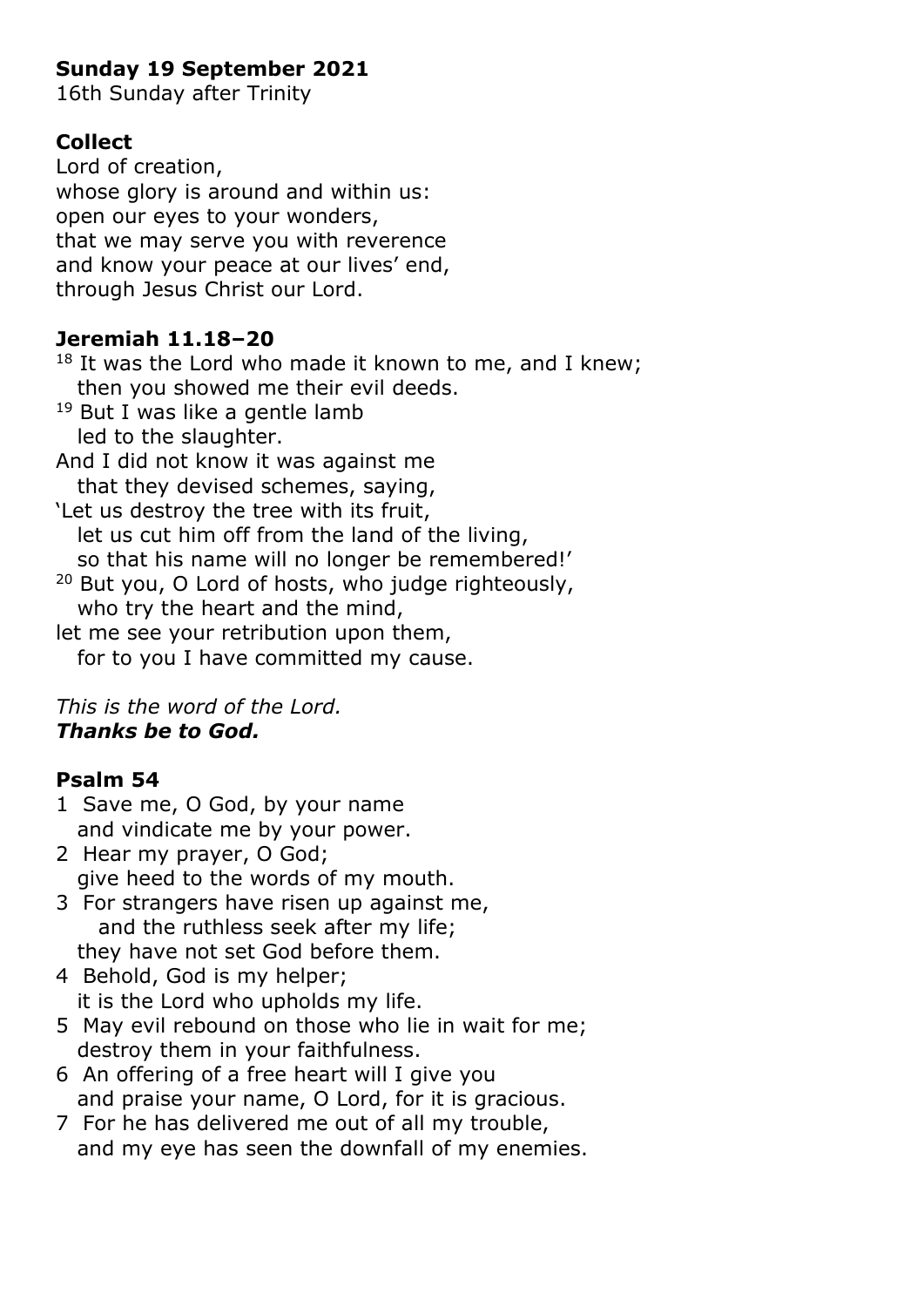**Sunday 19 September 2021**
16th Sunday after Trinity

**Collect**

Lord of creation,
whose glory is around and within us:
open our eyes to your wonders,
that we may serve you with reverence
and know your peace at our lives' end,
through Jesus Christ our Lord.

**Jeremiah 11.18–20**

[18] It was the Lord who made it known to me, and I knew;
then you showed me their evil deeds.
[19] But I was like a gentle lamb
led to the slaughter.
And I did not know it was against me
that they devised schemes, saying,
'Let us destroy the tree with its fruit,
let us cut him off from the land of the living,
so that his name will no longer be remembered!'
[20] But you, O Lord of hosts, who judge righteously,
who try the heart and the mind,
let me see your retribution upon them,
for to you I have committed my cause.

*This is the word of the Lord.*
***Thanks be to God.***

**Psalm 54**

1 Save me, O God, by your name
and vindicate me by your power.
2 Hear my prayer, O God;
give heed to the words of my mouth.
3 For strangers have risen up against me,
and the ruthless seek after my life;
they have not set God before them.
4 Behold, God is my helper;
it is the Lord who upholds my life.
5 May evil rebound on those who lie in wait for me;
destroy them in your faithfulness.
6 An offering of a free heart will I give you
and praise your name, O Lord, for it is gracious.
7 For he has delivered me out of all my trouble,
and my eye has seen the downfall of my enemies.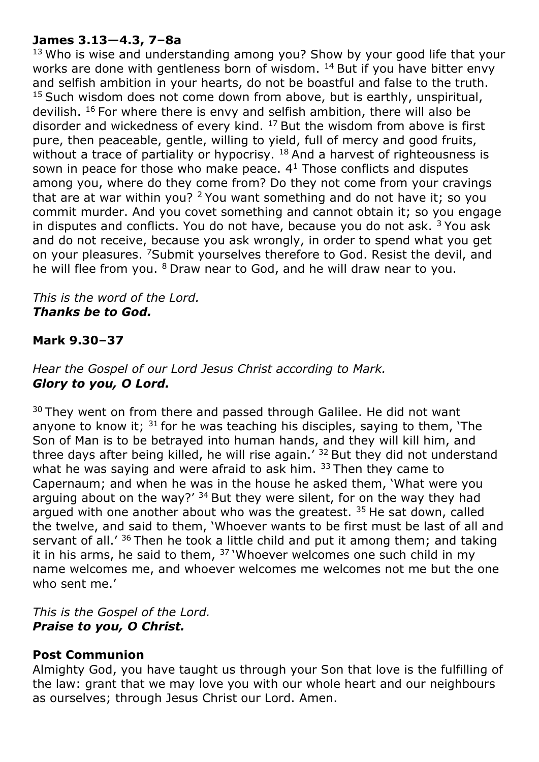**James 3.13—4.3, 7–8a**

[13] Who is wise and understanding among you? Show by your good life that your works are done with gentleness born of wisdom. [14] But if you have bitter envy and selfish ambition in your hearts, do not be boastful and false to the truth. [15] Such wisdom does not come down from above, but is earthly, unspiritual, devilish. [16] For where there is envy and selfish ambition, there will also be disorder and wickedness of every kind. [17] But the wisdom from above is first pure, then peaceable, gentle, willing to yield, full of mercy and good fruits, without a trace of partiality or hypocrisy. [18] And a harvest of righteousness is sown in peace for those who make peace. 4[1] Those conflicts and disputes among you, where do they come from? Do they not come from your cravings that are at war within you? [2] You want something and do not have it; so you commit murder. And you covet something and cannot obtain it; so you engage in disputes and conflicts. You do not have, because you do not ask. [3] You ask and do not receive, because you ask wrongly, in order to spend what you get on your pleasures. [7]Submit yourselves therefore to God. Resist the devil, and he will flee from you. [8] Draw near to God, and he will draw near to you.

*This is the word of the Lord.*
***Thanks be to God.***

**Mark 9.30–37**

*Hear the Gospel of our Lord Jesus Christ according to Mark.*
***Glory to you, O Lord.***

[30] They went on from there and passed through Galilee. He did not want anyone to know it; [31] for he was teaching his disciples, saying to them, 'The Son of Man is to be betrayed into human hands, and they will kill him, and three days after being killed, he will rise again.' [32] But they did not understand what he was saying and were afraid to ask him. [33] Then they came to Capernaum; and when he was in the house he asked them, 'What were you arguing about on the way?' [34] But they were silent, for on the way they had argued with one another about who was the greatest. [35] He sat down, called the twelve, and said to them, 'Whoever wants to be first must be last of all and servant of all.' [36] Then he took a little child and put it among them; and taking it in his arms, he said to them, [37] 'Whoever welcomes one such child in my name welcomes me, and whoever welcomes me welcomes not me but the one who sent me.'

*This is the Gospel of the Lord.*
***Praise to you, O Christ.***

**Post Communion**

Almighty God, you have taught us through your Son that love is the fulfilling of the law: grant that we may love you with our whole heart and our neighbours as ourselves; through Jesus Christ our Lord. Amen.